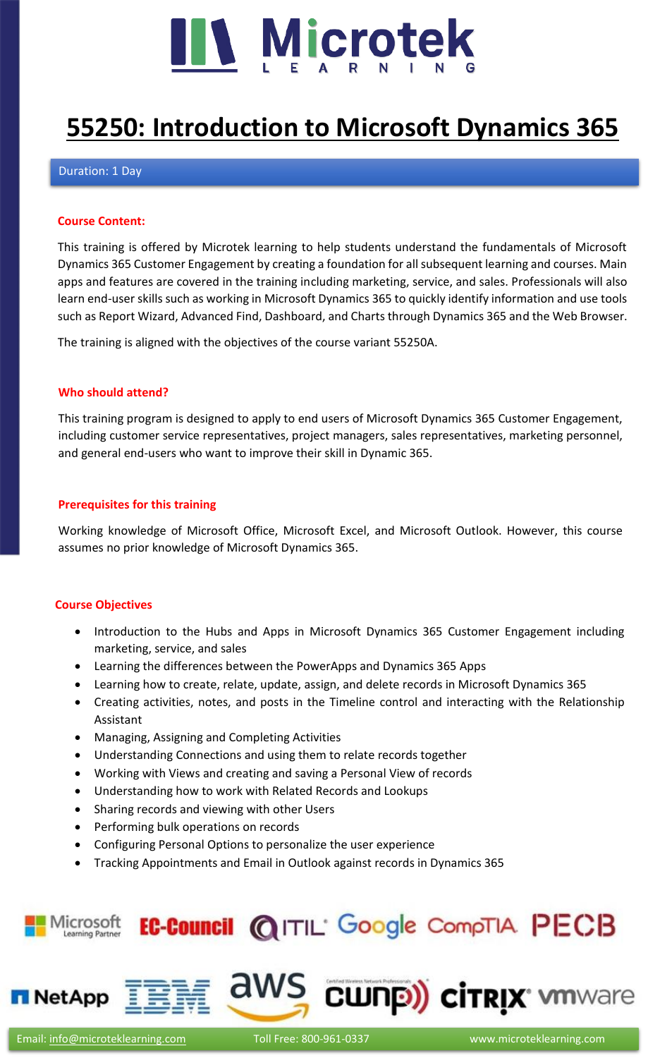# 55250: Introduction to Microsoft Dynamics 365

Duration: 1 Day

## Course Content:

This training is offered by Microtek learning to help students understand the fundamentals of Microsoft Dynamics 365 Customer Engagement by creating a foundation for all subsequent learning and courses. Main apps and features are covered in the training including marketing, service, and sales. Professionals will also learn end-user skills such as working in Microsoft Dynamics 365 to quickly identify information and use tools such as Report Wizard, Advanced Find, Dashboard, and Charts through Dynamics 365 and the Web Browser.

The training is aligned with the objectives of the course variant 55250A.

## Who should attend?

This training program is designed to apply to end users of Microsoft Dynamics 365 Customer Engagement, including customer service representatives, project managers, sales representatives, marketing personnel, and general end-users who want to improve their skill in Dynamic 365.

## Prerequisites for this training

Working knowledge of Microsoft Office, Microsoft Excel, and Microsoft Outlook. However, this course assumes no prior knowledge of Microsoft Dynamics 365.

## Course Objectives

- Introduction to the Hubs and Apps in Microsoft Dynamics 365 Customer Engagement including marketing, service, and sales
- Learning the differences between the PowerApps and Dynamics 365 Apps
- Learning how to create, relate, update, assign, and delete records in Microsoft Dynamics 365
- Creating activities, notes, and posts in the Timeline control and interacting with the Relationship Assistant
- Managing, Assigning and Completing Activities
- Understanding Connections and using them to relate records together
- Working with Views and creating and saving a Personal View of records
- Understanding how to work with Related Records and Lookups
- Sharing records and viewing with other Users
- Performing bulk operations on records
- Configuring Personal Options to personalize the user experience
- Tracking Appointments and Email in Outlook against records in Dynamics 365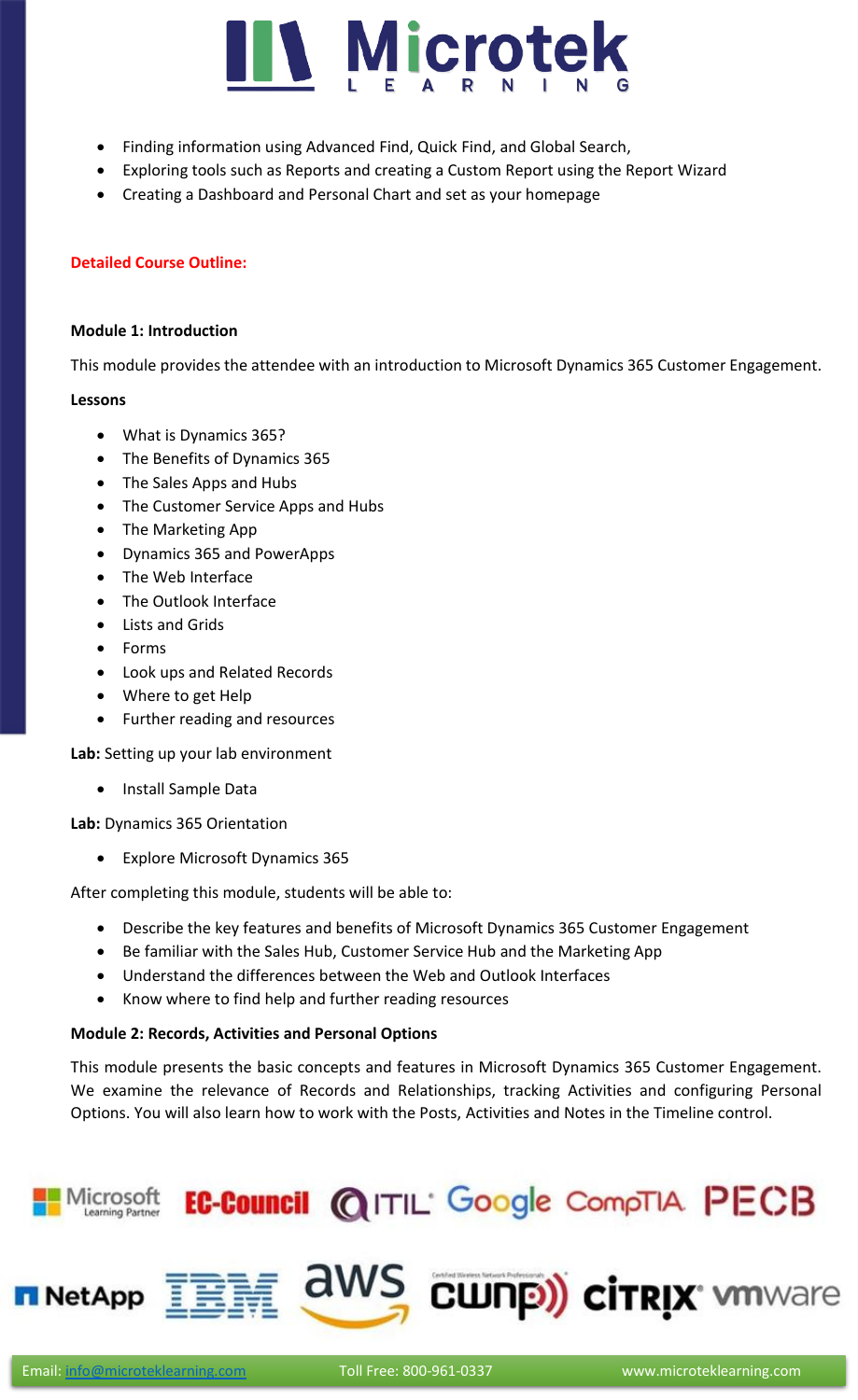- Finding information using Advanced Find, Quick Find, and Global Search,
- Exploring tools such as Reports and creating a Custom Report using the Report Wizard
- Creating a Dashboard and Personal Chart and set as your homepage

**Detailed Course Outline:**

**Module 1: Introduction**

This module provides the attendee with an introduction to Microsoft Dynamics 365 Customer Engagement.

**Lessons**

- What is Dynamics 365?
- The Benefits of Dynamics 365
- The Sales Apps and Hubs
- The Customer Service Apps and Hubs
- The Marketing App
- Dynamics 365 and PowerApps
- The Web Interface
- The Outlook Interface
- Lists and Grids
- Forms
- Look ups and Related Records
- Where to get Help
- Further reading and resources

**Lab:** Setting up your lab environment

- Install Sample Data

**Lab:** Dynamics 365 Orientation

- Explore Microsoft Dynamics 365

After completing this module, students will be able to:

- Describe the key features and benefits of Microsoft Dynamics 365 Customer Engagement
- Be familiar with the Sales Hub, Customer Service Hub and the Marketing App
- Understand the differences between the Web and Outlook Interfaces
- Know where to find help and further reading resources

**Module 2: Records, Activities and Personal Options**

This module presents the basic concepts and features in Microsoft Dynamics 365 Customer Engagement. We examine the relevance of Records and Relationships, tracking Activities and configuring Personal Options. You will also learn how to work with the Posts, Activities and Notes in the Timeline control.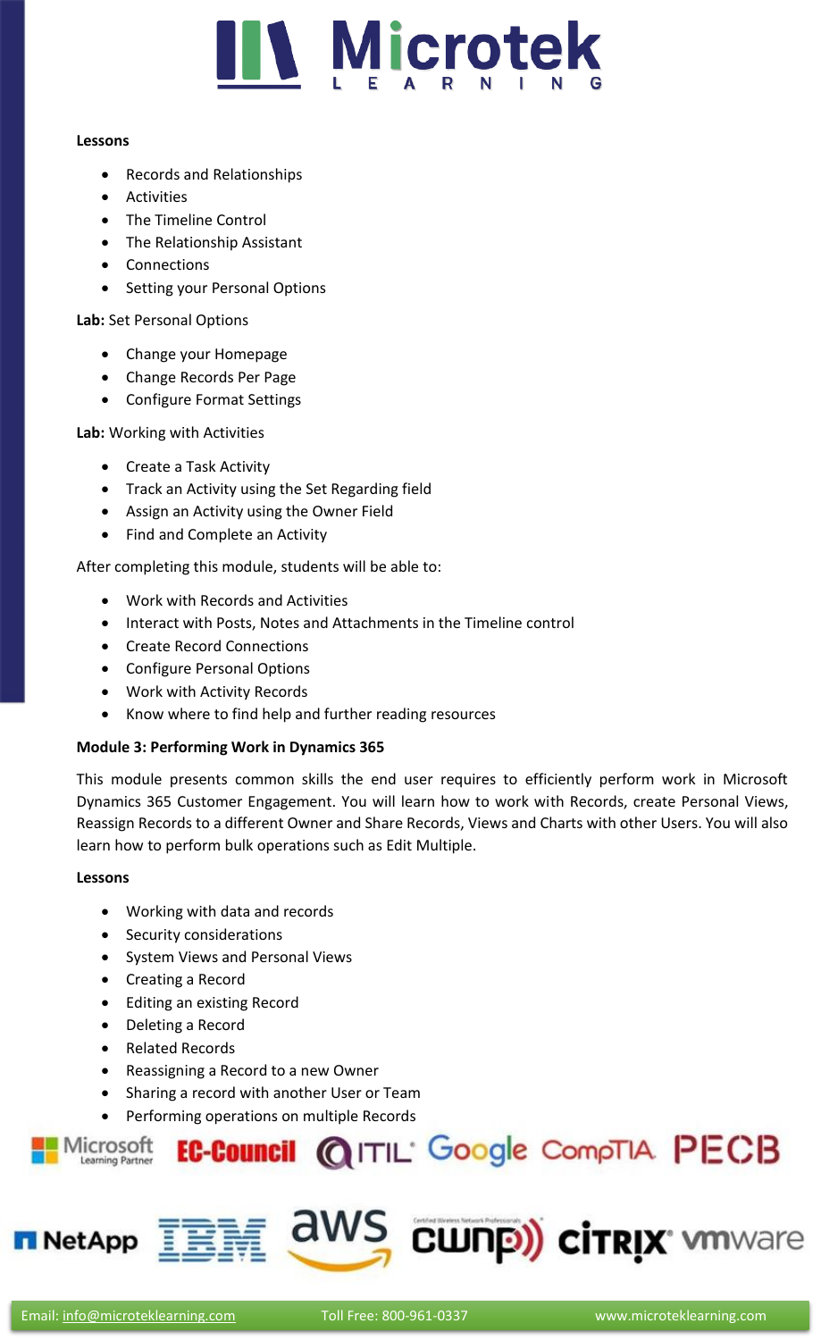**Lessons**

- Records and Relationships
- Activities
- The Timeline Control
- The Relationship Assistant
- Connections
- Setting your Personal Options

**Lab:** Set Personal Options

- Change your Homepage
- Change Records Per Page
- Configure Format Settings

**Lab:** Working with Activities

- Create a Task Activity
- Track an Activity using the Set Regarding field
- Assign an Activity using the Owner Field
- Find and Complete an Activity

After completing this module, students will be able to:

- Work with Records and Activities
- Interact with Posts, Notes and Attachments in the Timeline control
- Create Record Connections
- Configure Personal Options
- Work with Activity Records
- Know where to find help and further reading resources

**Module 3: Performing Work in Dynamics 365**

This module presents common skills the end user requires to efficiently perform work in Microsoft Dynamics 365 Customer Engagement. You will learn how to work with Records, create Personal Views, Reassign Records to a different Owner and Share Records, Views and Charts with other Users. You will also learn how to perform bulk operations such as Edit Multiple.

**Lessons**

- Working with data and records
- Security considerations
- System Views and Personal Views
- Creating a Record
- Editing an existing Record
- Deleting a Record
- Related Records
- Reassigning a Record to a new Owner
- Sharing a record with another User or Team
- Performing operations on multiple Records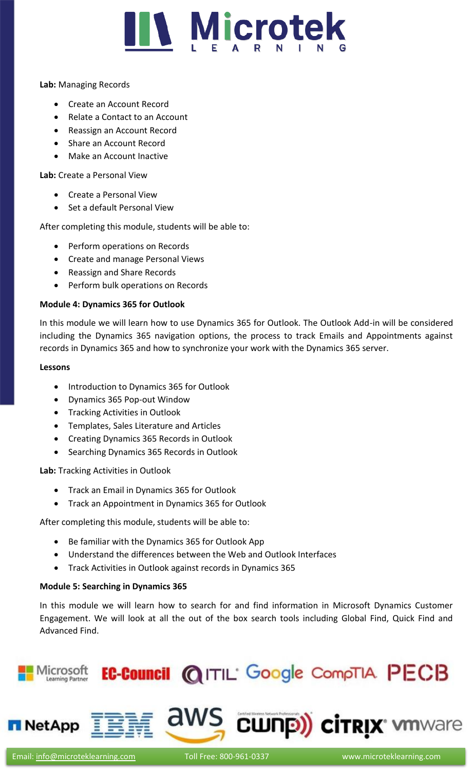**Lab:** Managing Records

- Create an Account Record
- Relate a Contact to an Account
- Reassign an Account Record
- Share an Account Record
- Make an Account Inactive

**Lab:** Create a Personal View

- Create a Personal View
- Set a default Personal View

After completing this module, students will be able to:

- Perform operations on Records
- Create and manage Personal Views
- Reassign and Share Records
- Perform bulk operations on Records

**Module 4: Dynamics 365 for Outlook**

In this module we will learn how to use Dynamics 365 for Outlook. The Outlook Add-in will be considered including the Dynamics 365 navigation options, the process to track Emails and Appointments against records in Dynamics 365 and how to synchronize your work with the Dynamics 365 server.

**Lessons**

- Introduction to Dynamics 365 for Outlook
- Dynamics 365 Pop-out Window
- Tracking Activities in Outlook
- Templates, Sales Literature and Articles
- Creating Dynamics 365 Records in Outlook
- Searching Dynamics 365 Records in Outlook

**Lab:** Tracking Activities in Outlook

- Track an Email in Dynamics 365 for Outlook
- Track an Appointment in Dynamics 365 for Outlook

After completing this module, students will be able to:

- Be familiar with the Dynamics 365 for Outlook App
- Understand the differences between the Web and Outlook Interfaces
- Track Activities in Outlook against records in Dynamics 365

**Module 5: Searching in Dynamics 365**

In this module we will learn how to search for and find information in Microsoft Dynamics Customer Engagement. We will look at all the out of the box search tools including Global Find, Quick Find and Advanced Find.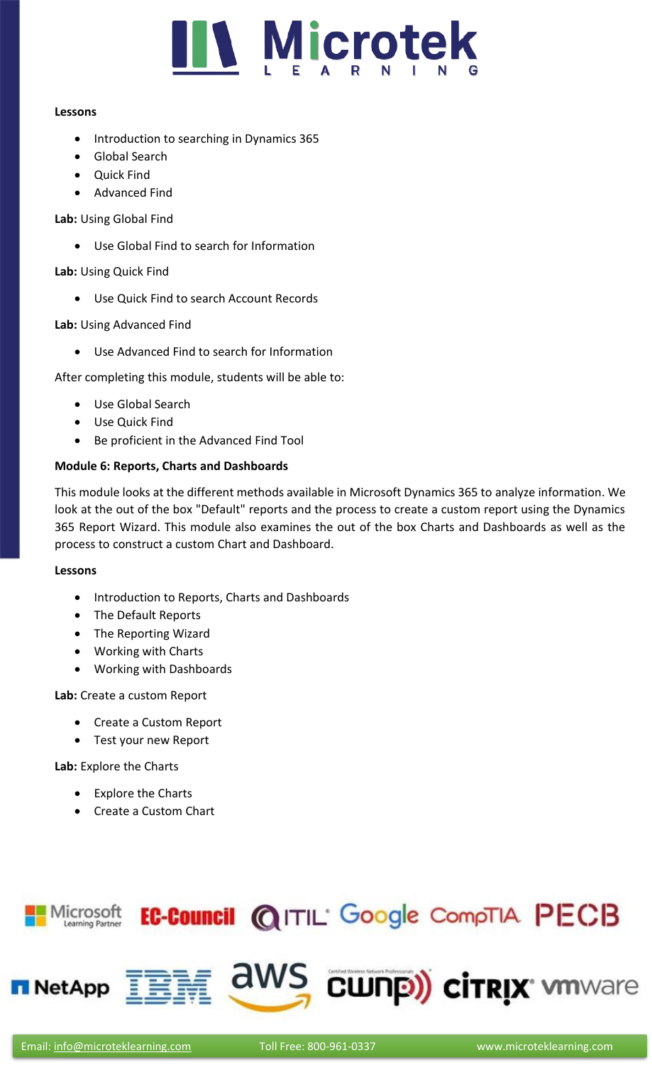**Lessons**

- Introduction to searching in Dynamics 365
- Global Search
- Quick Find
- Advanced Find

**Lab:** Using Global Find

- Use Global Find to search for Information

**Lab:** Using Quick Find

- Use Quick Find to search Account Records

**Lab:** Using Advanced Find

- Use Advanced Find to search for Information

After completing this module, students will be able to:

- Use Global Search
- Use Quick Find
- Be proficient in the Advanced Find Tool

**Module 6: Reports, Charts and Dashboards**

This module looks at the different methods available in Microsoft Dynamics 365 to analyze information. We look at the out of the box "Default" reports and the process to create a custom report using the Dynamics 365 Report Wizard. This module also examines the out of the box Charts and Dashboards as well as the process to construct a custom Chart and Dashboard.

**Lessons**

- Introduction to Reports, Charts and Dashboards
- The Default Reports
- The Reporting Wizard
- Working with Charts
- Working with Dashboards

**Lab:** Create a custom Report

- Create a Custom Report
- Test your new Report

**Lab:** Explore the Charts

- Explore the Charts
- Create a Custom Chart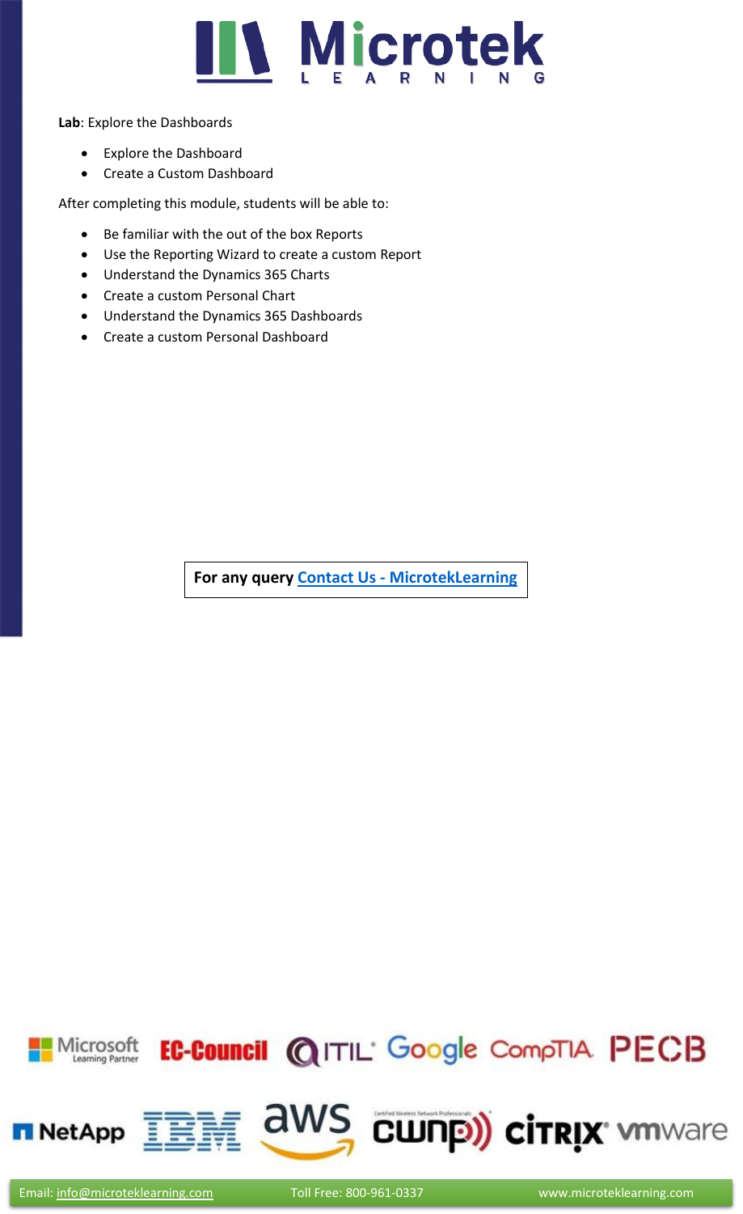**Lab**: Explore the Dashboards

- Explore the Dashboard
- Create a Custom Dashboard

After completing this module, students will be able to:

- Be familiar with the out of the box Reports
- Use the Reporting Wizard to create a custom Report
- Understand the Dynamics 365 Charts
- Create a custom Personal Chart
- Understand the Dynamics 365 Dashboards
- Create a custom Personal Dashboard

**For any query Contact Us - MicrotekLearning**